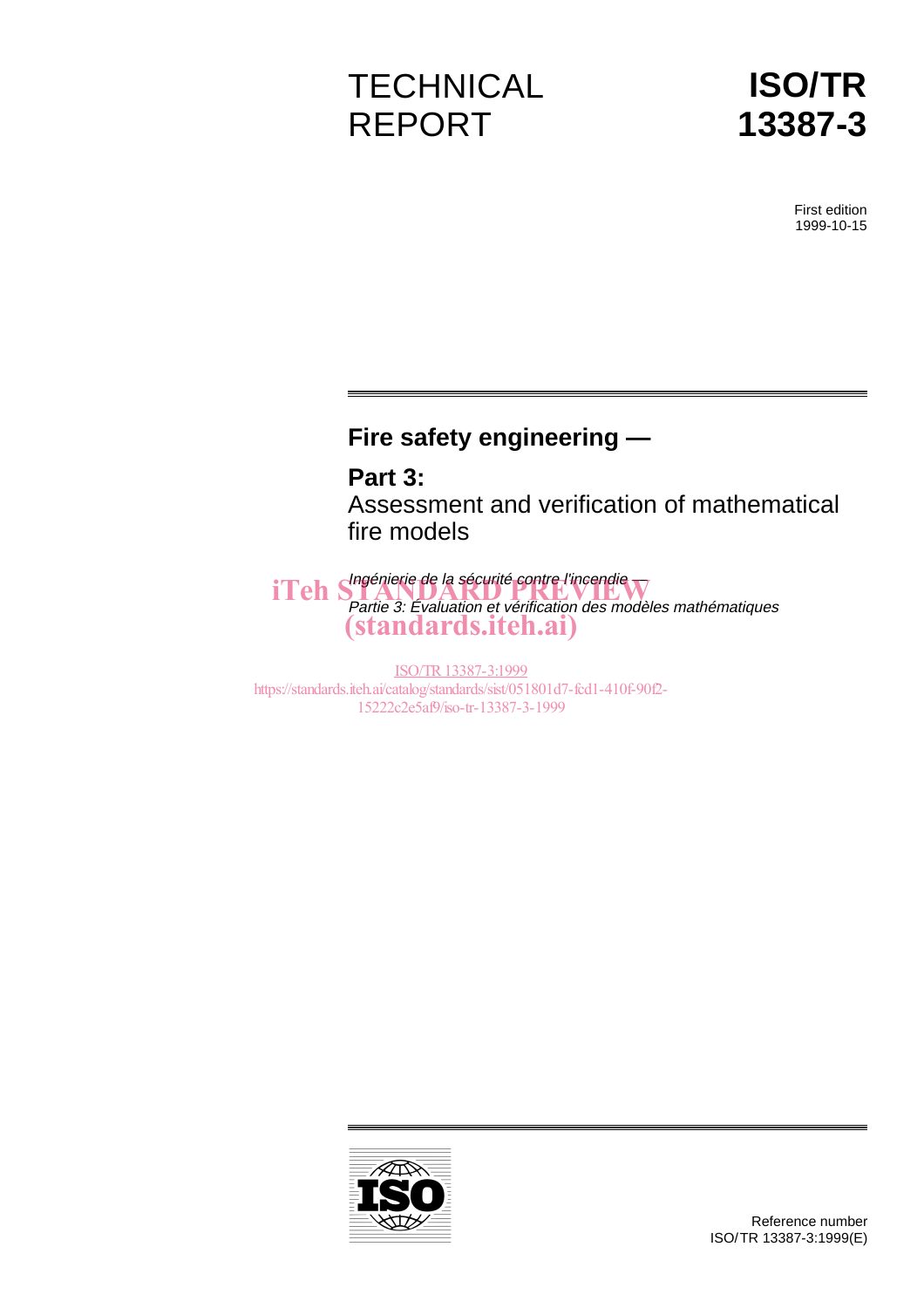# TECHNICAL REPORT

# ISO/TR 13387-3

First edition
1999-10-15

## Fire safety engineering —

## Part 3:
Assessment and verification of mathematical fire models

*Ingénierie de la sécurité contre l'incendie —*
*Partie 3: Évaluation et vérification des modèles mathématiques*

iTeh STANDARD PREVIEW
(standards.iteh.ai)

ISO/TR 13387-3:1999
https://standards.iteh.ai/catalog/standards/sist/051801d7-fcd1-410f-90f2-15222c2e5af9/iso-tr-13387-3-1999

Reference number
ISO/TR 13387-3:1999(E)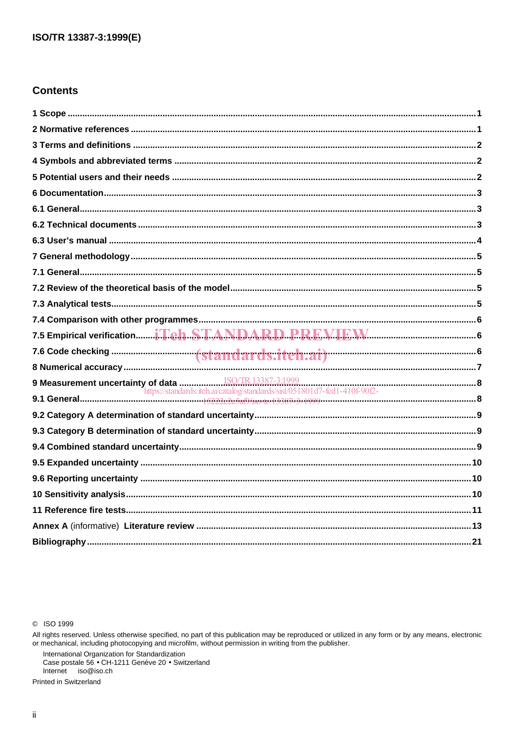## Contents

1 Scope ........................................................................................................................................................1

2 Normative references ...............................................................................................................................1

3 Terms and definitions ...............................................................................................................................2

4 Symbols and abbreviated terms ..............................................................................................................2

5 Potential users and their needs ..............................................................................................................2

6 Documentation...........................................................................................................................................3

6.1 General.....................................................................................................................................................3

6.2 Technical documents ..............................................................................................................................3

6.3 User's manual ..........................................................................................................................................4

7 General methodology................................................................................................................................5

7.1 General.....................................................................................................................................................5

7.2 Review of the theoretical basis of the model.......................................................................................5

7.3 Analytical tests.........................................................................................................................................5

7.4 Comparison with other programmes.....................................................................................................6

7.5 Empirical verification...............................................................................................................................6

7.6 Code checking .........................................................................................................................................6

8 Numerical accuracy ...................................................................................................................................7

9 Measurement uncertainty of data ............................................................................................................8

9.1 General.....................................................................................................................................................8

9.2 Category A determination of standard uncertainty..............................................................................9

9.3 Category B determination of standard uncertainty..............................................................................9

9.4 Combined standard uncertainty.............................................................................................................9

9.5 Expanded uncertainty ............................................................................................................................10

9.6 Reporting uncertainty ............................................................................................................................10

10 Sensitivity analysis.................................................................................................................................10

11 Reference fire tests.................................................................................................................................11

Annex A (informative) Literature review .....................................................................................................13

Bibliography...................................................................................................................................................21

© ISO 1999

All rights reserved. Unless otherwise specified, no part of this publication may be reproduced or utilized in any form or by any means, electronic or mechanical, including photocopying and microfilm, without permission in writing from the publisher.

International Organization for Standardization
Case postale 56 • CH-1211 Genève 20 • Switzerland
Internet iso@iso.ch

Printed in Switzerland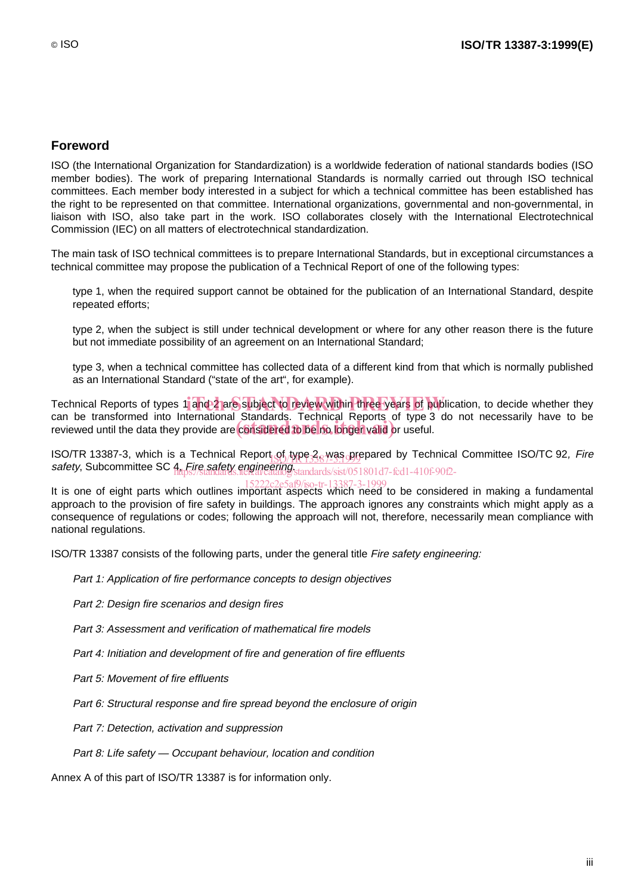## Foreword

ISO (the International Organization for Standardization) is a worldwide federation of national standards bodies (ISO member bodies). The work of preparing International Standards is normally carried out through ISO technical committees. Each member body interested in a subject for which a technical committee has been established has the right to be represented on that committee. International organizations, governmental and non-governmental, in liaison with ISO, also take part in the work. ISO collaborates closely with the International Electrotechnical Commission (IEC) on all matters of electrotechnical standardization.

The main task of ISO technical committees is to prepare International Standards, but in exceptional circumstances a technical committee may propose the publication of a Technical Report of one of the following types:

type 1, when the required support cannot be obtained for the publication of an International Standard, despite repeated efforts;

type 2, when the subject is still under technical development or where for any other reason there is the future but not immediate possibility of an agreement on an International Standard;

type 3, when a technical committee has collected data of a different kind from that which is normally published as an International Standard ("state of the art", for example).

Technical Reports of types 1 and 2 are subject to review within three years of publication, to decide whether they can be transformed into International Standards. Technical Reports of type 3 do not necessarily have to be reviewed until the data they provide are considered to be no longer valid or useful.

ISO/TR 13387-3, which is a Technical Report of type 2, was prepared by Technical Committee ISO/TC 92, *Fire safety*, Subcommittee SC 4, *Fire safety engineering*.

It is one of eight parts which outlines important aspects which need to be considered in making a fundamental approach to the provision of fire safety in buildings. The approach ignores any constraints which might apply as a consequence of regulations or codes; following the approach will not, therefore, necessarily mean compliance with national regulations.

ISO/TR 13387 consists of the following parts, under the general title *Fire safety engineering:*

*Part 1: Application of fire performance concepts to design objectives*

*Part 2: Design fire scenarios and design fires*

*Part 3: Assessment and verification of mathematical fire models*

*Part 4: Initiation and development of fire and generation of fire effluents*

*Part 5: Movement of fire effluents*

*Part 6: Structural response and fire spread beyond the enclosure of origin*

*Part 7: Detection, activation and suppression*

*Part 8: Life safety — Occupant behaviour, location and condition*

Annex A of this part of ISO/TR 13387 is for information only.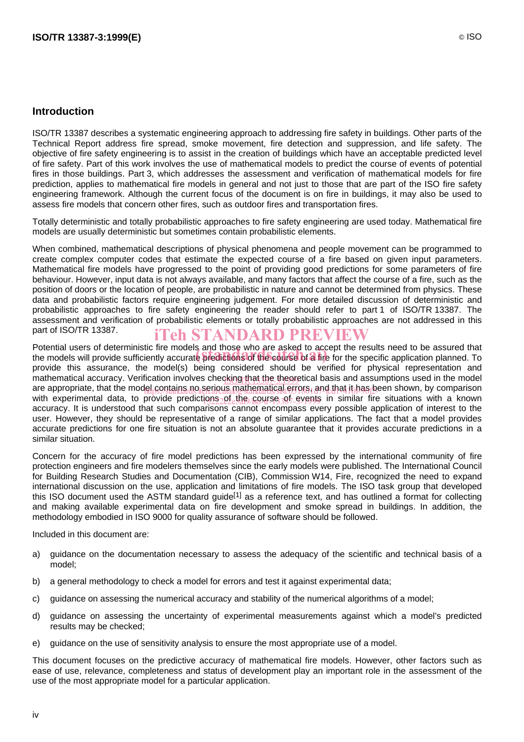## Introduction

ISO/TR 13387 describes a systematic engineering approach to addressing fire safety in buildings. Other parts of the Technical Report address fire spread, smoke movement, fire detection and suppression, and life safety. The objective of fire safety engineering is to assist in the creation of buildings which have an acceptable predicted level of fire safety. Part of this work involves the use of mathematical models to predict the course of events of potential fires in those buildings. Part 3, which addresses the assessment and verification of mathematical models for fire prediction, applies to mathematical fire models in general and not just to those that are part of the ISO fire safety engineering framework. Although the current focus of the document is on fire in buildings, it may also be used to assess fire models that concern other fires, such as outdoor fires and transportation fires.

Totally deterministic and totally probabilistic approaches to fire safety engineering are used today. Mathematical fire models are usually deterministic but sometimes contain probabilistic elements.

When combined, mathematical descriptions of physical phenomena and people movement can be programmed to create complex computer codes that estimate the expected course of a fire based on given input parameters. Mathematical fire models have progressed to the point of providing good predictions for some parameters of fire behaviour. However, input data is not always available, and many factors that affect the course of a fire, such as the position of doors or the location of people, are probabilistic in nature and cannot be determined from physics. These data and probabilistic factors require engineering judgement. For more detailed discussion of deterministic and probabilistic approaches to fire safety engineering the reader should refer to part 1 of ISO/TR 13387. The assessment and verification of probabilistic elements or totally probabilistic approaches are not addressed in this part of ISO/TR 13387.

Potential users of deterministic fire models and those who are asked to accept the results need to be assured that the models will provide sufficiently accurate predictions of the course of a fire for the specific application planned. To provide this assurance, the model(s) being considered should be verified for physical representation and mathematical accuracy. Verification involves checking that the theoretical basis and assumptions used in the model are appropriate, that the model contains no serious mathematical errors, and that it has been shown, by comparison with experimental data, to provide predictions of the course of events in similar fire situations with a known accuracy. It is understood that such comparisons cannot encompass every possible application of interest to the user. However, they should be representative of a range of similar applications. The fact that a model provides accurate predictions for one fire situation is not an absolute guarantee that it provides accurate predictions in a similar situation.

Concern for the accuracy of fire model predictions has been expressed by the international community of fire protection engineers and fire modelers themselves since the early models were published. The International Council for Building Research Studies and Documentation (CIB), Commission W14, Fire, recognized the need to expand international discussion on the use, application and limitations of fire models. The ISO task group that developed this ISO document used the ASTM standard guide[1] as a reference text, and has outlined a format for collecting and making available experimental data on fire development and smoke spread in buildings. In addition, the methodology embodied in ISO 9000 for quality assurance of software should be followed.

Included in this document are:

a) guidance on the documentation necessary to assess the adequacy of the scientific and technical basis of a model;

b) a general methodology to check a model for errors and test it against experimental data;

c) guidance on assessing the numerical accuracy and stability of the numerical algorithms of a model;

d) guidance on assessing the uncertainty of experimental measurements against which a model's predicted results may be checked;

e) guidance on the use of sensitivity analysis to ensure the most appropriate use of a model.

This document focuses on the predictive accuracy of mathematical fire models. However, other factors such as ease of use, relevance, completeness and status of development play an important role in the assessment of the use of the most appropriate model for a particular application.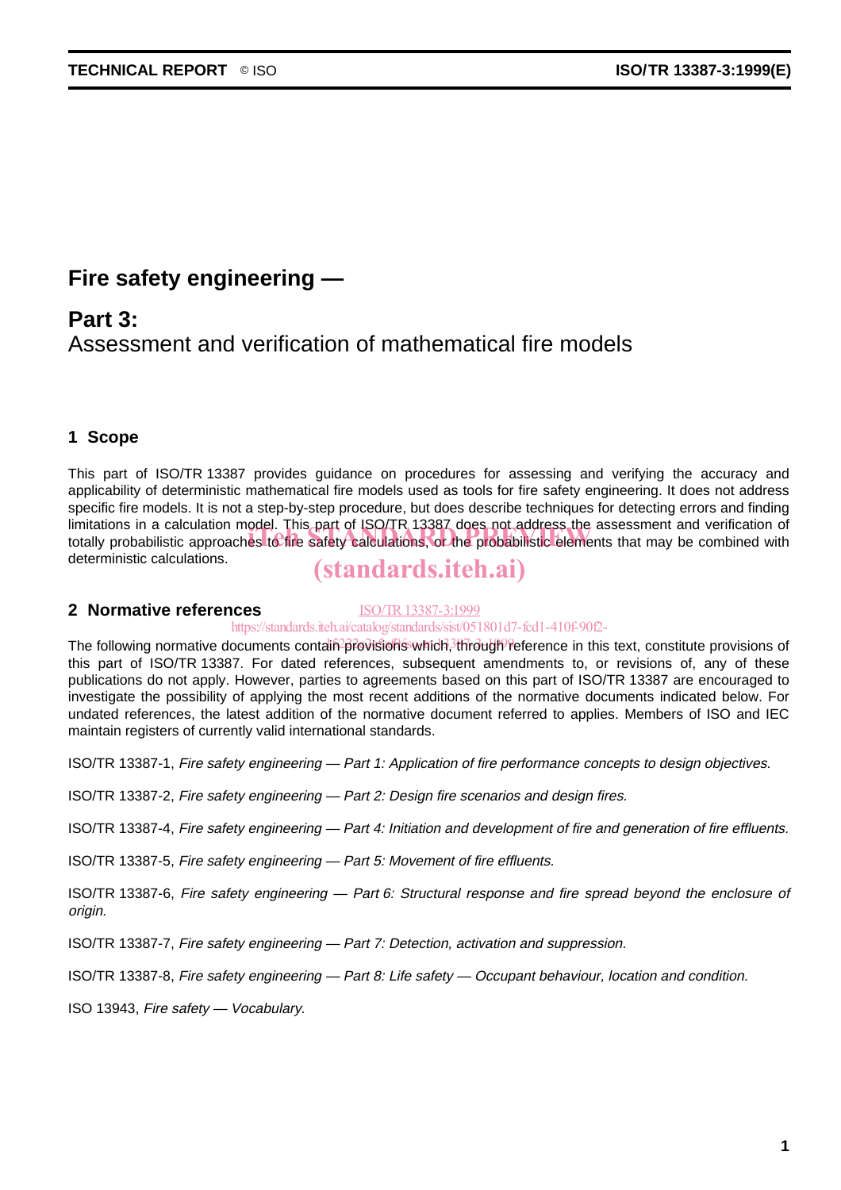# Fire safety engineering —

## Part 3:
Assessment and verification of mathematical fire models

## 1 Scope

This part of ISO/TR 13387 provides guidance on procedures for assessing and verifying the accuracy and applicability of deterministic mathematical fire models used as tools for fire safety engineering. It does not address specific fire models. It is not a step-by-step procedure, but does describe techniques for detecting errors and finding limitations in a calculation model. This part of ISO/TR 13387 does not address the assessment and verification of totally probabilistic approaches to fire safety calculations, or the probabilistic elements that may be combined with deterministic calculations.

## 2 Normative references

The following normative documents contain provisions which, through reference in this text, constitute provisions of this part of ISO/TR 13387. For dated references, subsequent amendments to, or revisions of, any of these publications do not apply. However, parties to agreements based on this part of ISO/TR 13387 are encouraged to investigate the possibility of applying the most recent additions of the normative documents indicated below. For undated references, the latest addition of the normative document referred to applies. Members of ISO and IEC maintain registers of currently valid international standards.

ISO/TR 13387-1, *Fire safety engineering — Part 1: Application of fire performance concepts to design objectives.*

ISO/TR 13387-2, *Fire safety engineering — Part 2: Design fire scenarios and design fires.*

ISO/TR 13387-4, *Fire safety engineering — Part 4: Initiation and development of fire and generation of fire effluents.*

ISO/TR 13387-5, *Fire safety engineering — Part 5: Movement of fire effluents.*

ISO/TR 13387-6, *Fire safety engineering — Part 6: Structural response and fire spread beyond the enclosure of origin.*

ISO/TR 13387-7, *Fire safety engineering — Part 7: Detection, activation and suppression.*

ISO/TR 13387-8, *Fire safety engineering — Part 8: Life safety — Occupant behaviour, location and condition.*

ISO 13943, *Fire safety — Vocabulary.*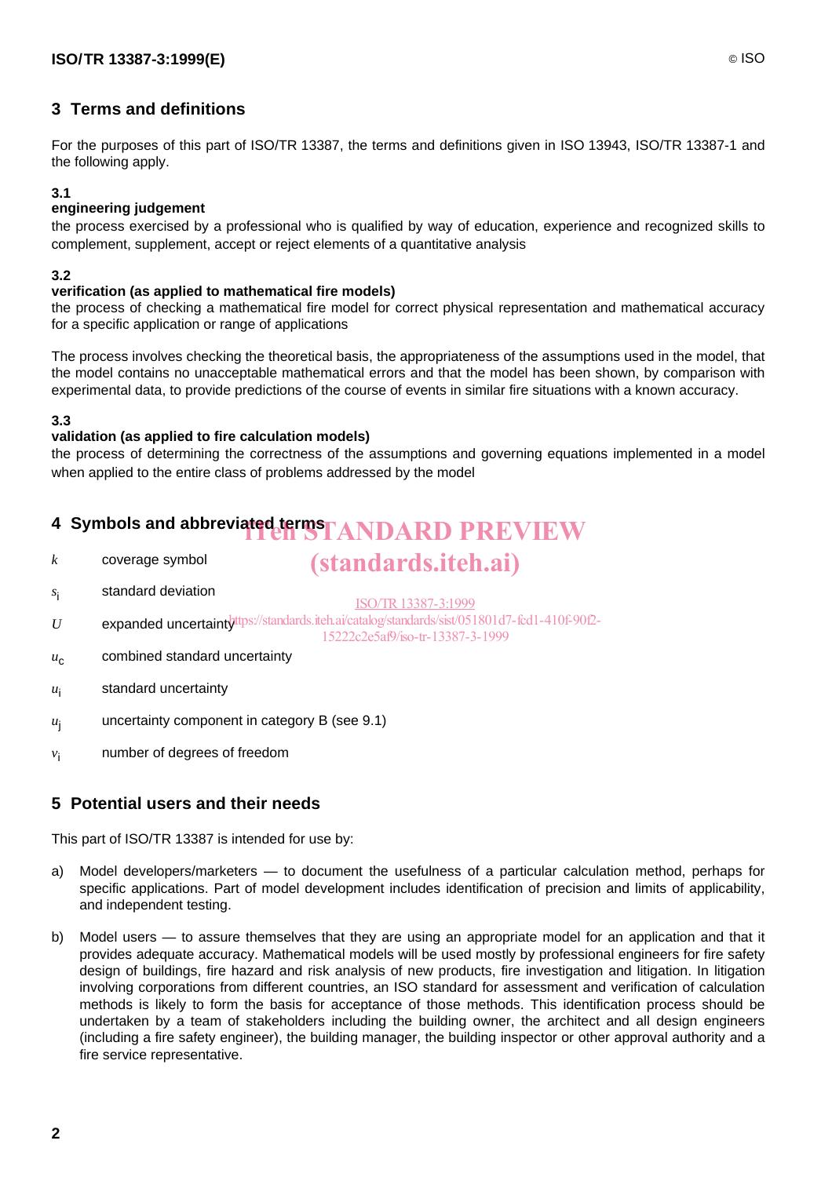## 3 Terms and definitions

For the purposes of this part of ISO/TR 13387, the terms and definitions given in ISO 13943, ISO/TR 13387-1 and the following apply.

### 3.1

**engineering judgement**

the process exercised by a professional who is qualified by way of education, experience and recognized skills to complement, supplement, accept or reject elements of a quantitative analysis

### 3.2

**verification (as applied to mathematical fire models)**

the process of checking a mathematical fire model for correct physical representation and mathematical accuracy for a specific application or range of applications

The process involves checking the theoretical basis, the appropriateness of the assumptions used in the model, that the model contains no unacceptable mathematical errors and that the model has been shown, by comparison with experimental data, to provide predictions of the course of events in similar fire situations with a known accuracy.

### 3.3

**validation (as applied to fire calculation models)**

the process of determining the correctness of the assumptions and governing equations implemented in a model when applied to the entire class of problems addressed by the model

## 4 Symbols and abbreviated terms

$k$ coverage symbol

$s_i$ standard deviation

$U$ expanded uncertainty

$u_c$ combined standard uncertainty

$u_i$ standard uncertainty

$u_j$ uncertainty component in category B (see 9.1)

$v_i$ number of degrees of freedom

## 5 Potential users and their needs

This part of ISO/TR 13387 is intended for use by:

a) Model developers/marketers — to document the usefulness of a particular calculation method, perhaps for specific applications. Part of model development includes identification of precision and limits of applicability, and independent testing.

b) Model users — to assure themselves that they are using an appropriate model for an application and that it provides adequate accuracy. Mathematical models will be used mostly by professional engineers for fire safety design of buildings, fire hazard and risk analysis of new products, fire investigation and litigation. In litigation involving corporations from different countries, an ISO standard for assessment and verification of calculation methods is likely to form the basis for acceptance of those methods. This identification process should be undertaken by a team of stakeholders including the building owner, the architect and all design engineers (including a fire safety engineer), the building manager, the building inspector or other approval authority and a fire service representative.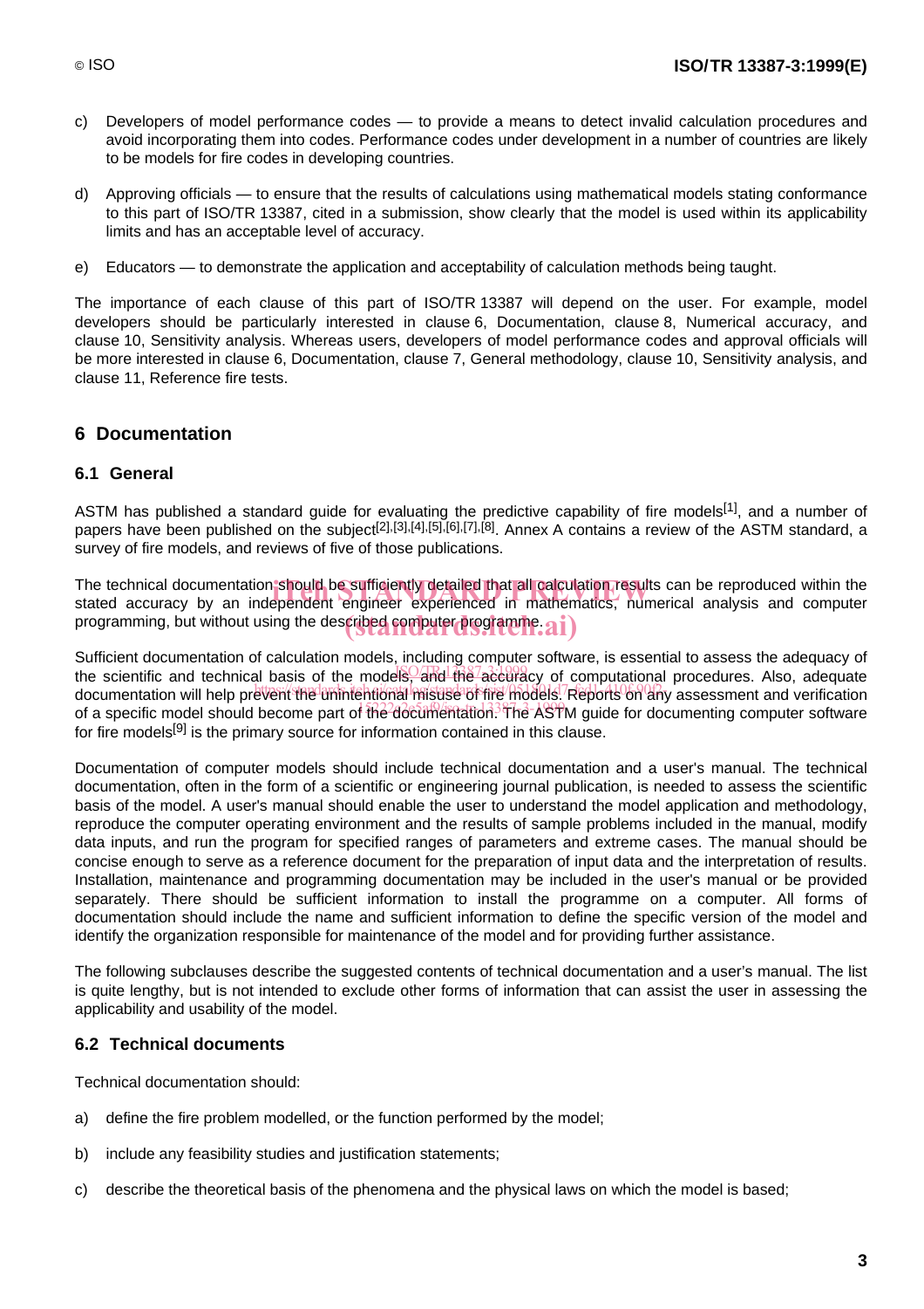c) Developers of model performance codes — to provide a means to detect invalid calculation procedures and avoid incorporating them into codes. Performance codes under development in a number of countries are likely to be models for fire codes in developing countries.

d) Approving officials — to ensure that the results of calculations using mathematical models stating conformance to this part of ISO/TR 13387, cited in a submission, show clearly that the model is used within its applicability limits and has an acceptable level of accuracy.

e) Educators — to demonstrate the application and acceptability of calculation methods being taught.

The importance of each clause of this part of ISO/TR 13387 will depend on the user. For example, model developers should be particularly interested in clause 6, Documentation, clause 8, Numerical accuracy, and clause 10, Sensitivity analysis. Whereas users, developers of model performance codes and approval officials will be more interested in clause 6, Documentation, clause 7, General methodology, clause 10, Sensitivity analysis, and clause 11, Reference fire tests.

## 6 Documentation

### 6.1 General

ASTM has published a standard guide for evaluating the predictive capability of fire models[1], and a number of papers have been published on the subject[2],[3],[4],[5],[6],[7],[8]. Annex A contains a review of the ASTM standard, a survey of fire models, and reviews of five of those publications.

The technical documentation should be sufficiently detailed that all calculation results can be reproduced within the stated accuracy by an independent engineer experienced in mathematics, numerical analysis and computer programming, but without using the described computer programme.

Sufficient documentation of calculation models, including computer software, is essential to assess the adequacy of the scientific and technical basis of the models, and the accuracy of computational procedures. Also, adequate documentation will help prevent the unintentional misuse of fire models. Reports on any assessment and verification of a specific model should become part of the documentation. The ASTM guide for documenting computer software for fire models[9] is the primary source for information contained in this clause.

Documentation of computer models should include technical documentation and a user's manual. The technical documentation, often in the form of a scientific or engineering journal publication, is needed to assess the scientific basis of the model. A user's manual should enable the user to understand the model application and methodology, reproduce the computer operating environment and the results of sample problems included in the manual, modify data inputs, and run the program for specified ranges of parameters and extreme cases. The manual should be concise enough to serve as a reference document for the preparation of input data and the interpretation of results. Installation, maintenance and programming documentation may be included in the user's manual or be provided separately. There should be sufficient information to install the programme on a computer. All forms of documentation should include the name and sufficient information to define the specific version of the model and identify the organization responsible for maintenance of the model and for providing further assistance.

The following subclauses describe the suggested contents of technical documentation and a user's manual. The list is quite lengthy, but is not intended to exclude other forms of information that can assist the user in assessing the applicability and usability of the model.

### 6.2 Technical documents

Technical documentation should:

a) define the fire problem modelled, or the function performed by the model;

b) include any feasibility studies and justification statements;

c) describe the theoretical basis of the phenomena and the physical laws on which the model is based;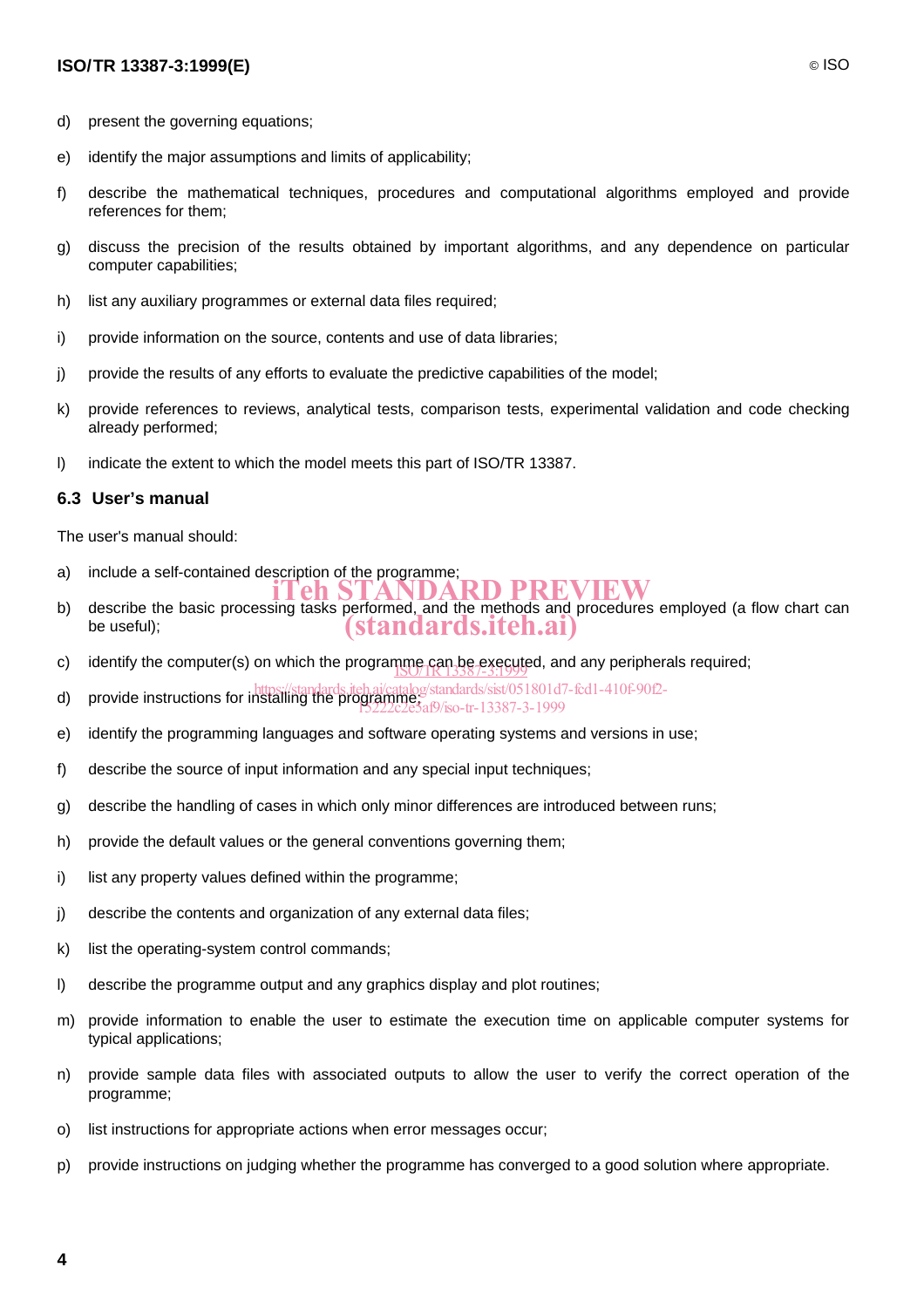d) present the governing equations;

e) identify the major assumptions and limits of applicability;

f) describe the mathematical techniques, procedures and computational algorithms employed and provide references for them;

g) discuss the precision of the results obtained by important algorithms, and any dependence on particular computer capabilities;

h) list any auxiliary programmes or external data files required;

i) provide information on the source, contents and use of data libraries;

j) provide the results of any efforts to evaluate the predictive capabilities of the model;

k) provide references to reviews, analytical tests, comparison tests, experimental validation and code checking already performed;

l) indicate the extent to which the model meets this part of ISO/TR 13387.

### 6.3 User's manual

The user's manual should:

a) include a self-contained description of the programme;

b) describe the basic processing tasks performed, and the methods and procedures employed (a flow chart can be useful);

c) identify the computer(s) on which the programme can be executed, and any peripherals required;

d) provide instructions for installing the programme;

e) identify the programming languages and software operating systems and versions in use;

f) describe the source of input information and any special input techniques;

g) describe the handling of cases in which only minor differences are introduced between runs;

h) provide the default values or the general conventions governing them;

i) list any property values defined within the programme;

j) describe the contents and organization of any external data files;

k) list the operating-system control commands;

l) describe the programme output and any graphics display and plot routines;

m) provide information to enable the user to estimate the execution time on applicable computer systems for typical applications;

n) provide sample data files with associated outputs to allow the user to verify the correct operation of the programme;

o) list instructions for appropriate actions when error messages occur;

p) provide instructions on judging whether the programme has converged to a good solution where appropriate.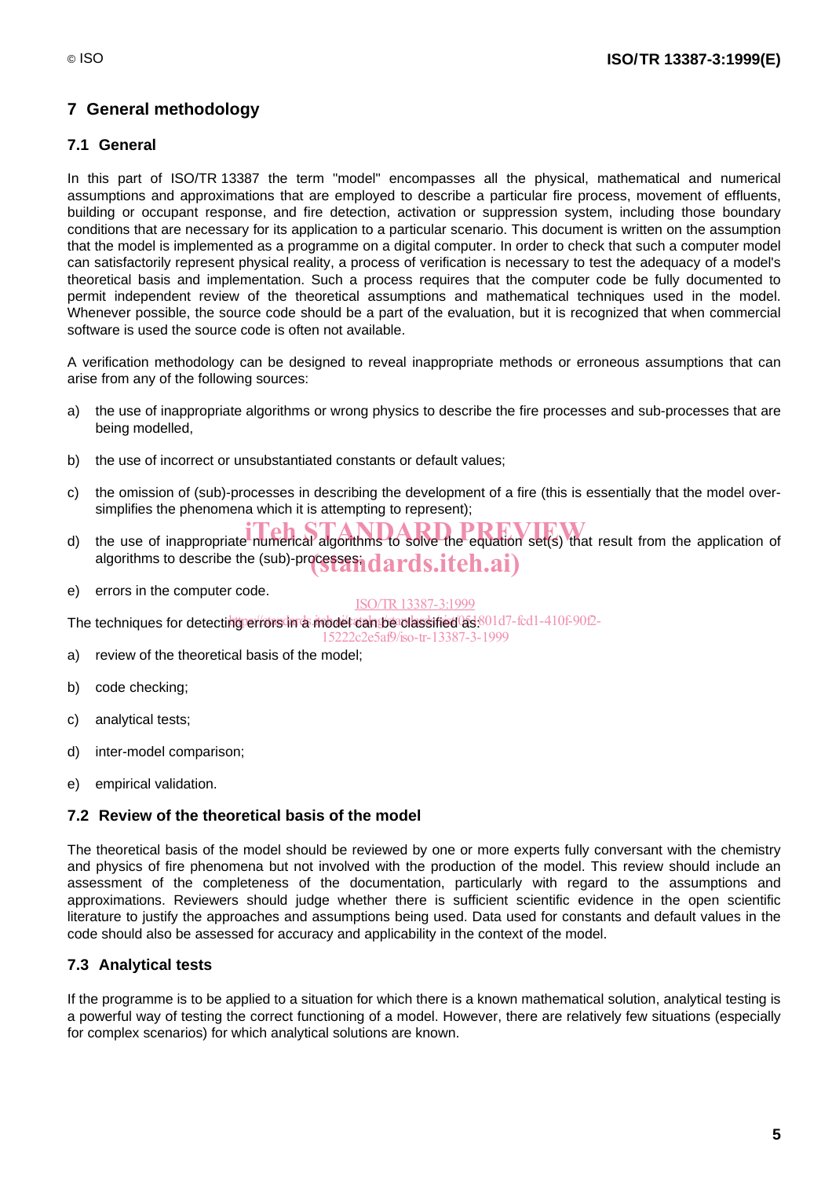## 7 General methodology

### 7.1 General

In this part of ISO/TR 13387 the term "model" encompasses all the physical, mathematical and numerical assumptions and approximations that are employed to describe a particular fire process, movement of effluents, building or occupant response, and fire detection, activation or suppression system, including those boundary conditions that are necessary for its application to a particular scenario. This document is written on the assumption that the model is implemented as a programme on a digital computer. In order to check that such a computer model can satisfactorily represent physical reality, a process of verification is necessary to test the adequacy of a model's theoretical basis and implementation. Such a process requires that the computer code be fully documented to permit independent review of the theoretical assumptions and mathematical techniques used in the model. Whenever possible, the source code should be a part of the evaluation, but it is recognized that when commercial software is used the source code is often not available.

A verification methodology can be designed to reveal inappropriate methods or erroneous assumptions that can arise from any of the following sources:

a) the use of inappropriate algorithms or wrong physics to describe the fire processes and sub-processes that are being modelled,

b) the use of incorrect or unsubstantiated constants or default values;

c) the omission of (sub)-processes in describing the development of a fire (this is essentially that the model over-simplifies the phenomena which it is attempting to represent);

d) the use of inappropriate numerical algorithms to solve the equation set(s) that result from the application of algorithms to describe the (sub)-processes;

e) errors in the computer code.

The techniques for detecting errors in a model can be classified as:

a) review of the theoretical basis of the model;

b) code checking;

c) analytical tests;

d) inter-model comparison;

e) empirical validation.

### 7.2 Review of the theoretical basis of the model

The theoretical basis of the model should be reviewed by one or more experts fully conversant with the chemistry and physics of fire phenomena but not involved with the production of the model. This review should include an assessment of the completeness of the documentation, particularly with regard to the assumptions and approximations. Reviewers should judge whether there is sufficient scientific evidence in the open scientific literature to justify the approaches and assumptions being used. Data used for constants and default values in the code should also be assessed for accuracy and applicability in the context of the model.

### 7.3 Analytical tests

If the programme is to be applied to a situation for which there is a known mathematical solution, analytical testing is a powerful way of testing the correct functioning of a model. However, there are relatively few situations (especially for complex scenarios) for which analytical solutions are known.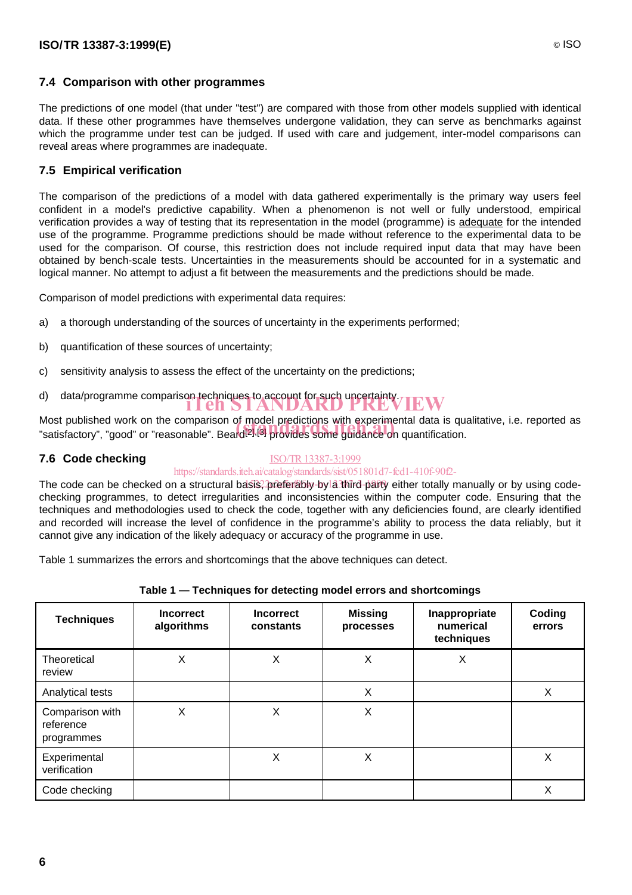### 7.4 Comparison with other programmes

The predictions of one model (that under "test") are compared with those from other models supplied with identical data. If these other programmes have themselves undergone validation, they can serve as benchmarks against which the programme under test can be judged. If used with care and judgement, inter-model comparisons can reveal areas where programmes are inadequate.

### 7.5 Empirical verification

The comparison of the predictions of a model with data gathered experimentally is the primary way users feel confident in a model's predictive capability. When a phenomenon is not well or fully understood, empirical verification provides a way of testing that its representation in the model (programme) is adequate for the intended use of the programme. Programme predictions should be made without reference to the experimental data to be used for the comparison. Of course, this restriction does not include required input data that may have been obtained by bench-scale tests. Uncertainties in the measurements should be accounted for in a systematic and logical manner. No attempt to adjust a fit between the measurements and the predictions should be made.

Comparison of model predictions with experimental data requires:

a) a thorough understanding of the sources of uncertainty in the experiments performed;

b) quantification of these sources of uncertainty;

c) sensitivity analysis to assess the effect of the uncertainty on the predictions;

d) data/programme comparison techniques to account for such uncertainty.

Most published work on the comparison of model predictions with experimental data is qualitative, i.e. reported as "satisfactory", "good" or "reasonable". Beard[2],[3] provides some guidance on quantification.

### 7.6 Code checking

The code can be checked on a structural basis, preferably by a third party either totally manually or by using code-checking programmes, to detect irregularities and inconsistencies within the computer code. Ensuring that the techniques and methodologies used to check the code, together with any deficiencies found, are clearly identified and recorded will increase the level of confidence in the programme's ability to process the data reliably, but it cannot give any indication of the likely adequacy or accuracy of the programme in use.

Table 1 summarizes the errors and shortcomings that the above techniques can detect.

**Table 1 — Techniques for detecting model errors and shortcomings**

| Techniques | Incorrect algorithms | Incorrect constants | Missing processes | Inappropriate numerical techniques | Coding errors |
|---|---|---|---|---|---|
| Theoretical review | X | X | X | X | |
| Analytical tests | | | X | | X |
| Comparison with reference programmes | X | X | X | | |
| Experimental verification | | X | X | | X |
| Code checking | | | | | X |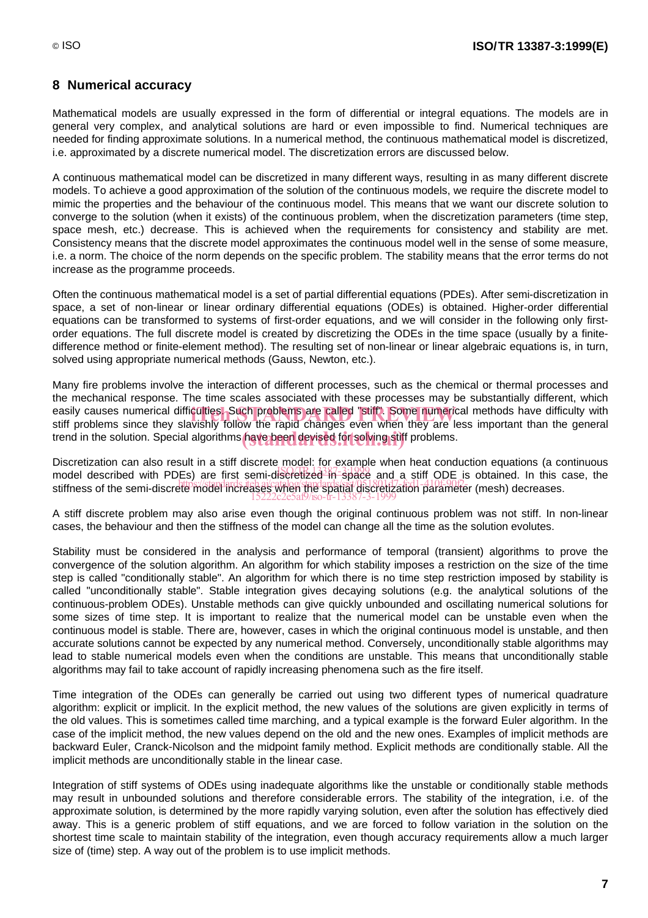## 8 Numerical accuracy

Mathematical models are usually expressed in the form of differential or integral equations. The models are in general very complex, and analytical solutions are hard or even impossible to find. Numerical techniques are needed for finding approximate solutions. In a numerical method, the continuous mathematical model is discretized, i.e. approximated by a discrete numerical model. The discretization errors are discussed below.

A continuous mathematical model can be discretized in many different ways, resulting in as many different discrete models. To achieve a good approximation of the solution of the continuous models, we require the discrete model to mimic the properties and the behaviour of the continuous model. This means that we want our discrete solution to converge to the solution (when it exists) of the continuous problem, when the discretization parameters (time step, space mesh, etc.) decrease. This is achieved when the requirements for consistency and stability are met. Consistency means that the discrete model approximates the continuous model well in the sense of some measure, i.e. a norm. The choice of the norm depends on the specific problem. The stability means that the error terms do not increase as the programme proceeds.

Often the continuous mathematical model is a set of partial differential equations (PDEs). After semi-discretization in space, a set of non-linear or linear ordinary differential equations (ODEs) is obtained. Higher-order differential equations can be transformed to systems of first-order equations, and we will consider in the following only first-order equations. The full discrete model is created by discretizing the ODEs in the time space (usually by a finite-difference method or finite-element method). The resulting set of non-linear or linear algebraic equations is, in turn, solved using appropriate numerical methods (Gauss, Newton, etc.).

Many fire problems involve the interaction of different processes, such as the chemical or thermal processes and the mechanical response. The time scales associated with these processes may be substantially different, which easily causes numerical difficulties. Such problems are called "stiff". Some numerical methods have difficulty with stiff problems since they slavishly follow the rapid changes even when they are less important than the general trend in the solution. Special algorithms have been devised for solving stiff problems.

Discretization can also result in a stiff discrete model: for example when heat conduction equations (a continuous model described with PDEs) are first semi-discretized in space and a stiff ODE is obtained. In this case, the stiffness of the semi-discrete model increases when the spatial discretization parameter (mesh) decreases.

A stiff discrete problem may also arise even though the original continuous problem was not stiff. In non-linear cases, the behaviour and then the stiffness of the model can change all the time as the solution evolutes.

Stability must be considered in the analysis and performance of temporal (transient) algorithms to prove the convergence of the solution algorithm. An algorithm for which stability imposes a restriction on the size of the time step is called "conditionally stable". An algorithm for which there is no time step restriction imposed by stability is called "unconditionally stable". Stable integration gives decaying solutions (e.g. the analytical solutions of the continuous-problem ODEs). Unstable methods can give quickly unbounded and oscillating numerical solutions for some sizes of time step. It is important to realize that the numerical model can be unstable even when the continuous model is stable. There are, however, cases in which the original continuous model is unstable, and then accurate solutions cannot be expected by any numerical method. Conversely, unconditionally stable algorithms may lead to stable numerical models even when the conditions are unstable. This means that unconditionally stable algorithms may fail to take account of rapidly increasing phenomena such as the fire itself.

Time integration of the ODEs can generally be carried out using two different types of numerical quadrature algorithm: explicit or implicit. In the explicit method, the new values of the solutions are given explicitly in terms of the old values. This is sometimes called time marching, and a typical example is the forward Euler algorithm. In the case of the implicit method, the new values depend on the old and the new ones. Examples of implicit methods are backward Euler, Cranck-Nicolson and the midpoint family method. Explicit methods are conditionally stable. All the implicit methods are unconditionally stable in the linear case.

Integration of stiff systems of ODEs using inadequate algorithms like the unstable or conditionally stable methods may result in unbounded solutions and therefore considerable errors. The stability of the integration, i.e. of the approximate solution, is determined by the more rapidly varying solution, even after the solution has effectively died away. This is a generic problem of stiff equations, and we are forced to follow variation in the solution on the shortest time scale to maintain stability of the integration, even though accuracy requirements allow a much larger size of (time) step. A way out of the problem is to use implicit methods.